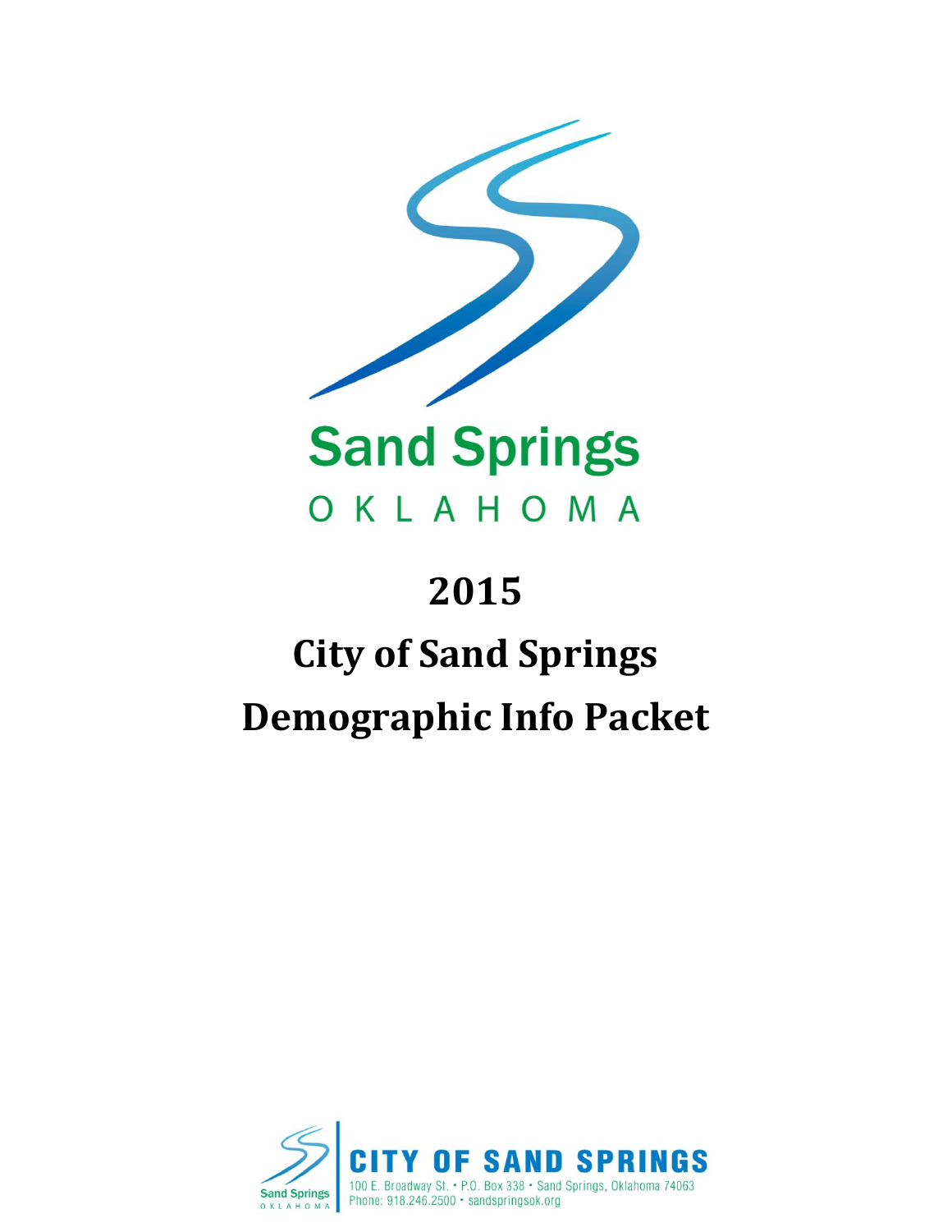Sand Springs

OKLAHOMA

# 2015

# City of Sand Springs

# Demographic Info Packet

Sand Springs
OKLAHOMA

**CITY OF SAND SPRINGS**

100 E. Broadway St. • P.O. Box 338 • Sand Springs, Oklahoma 74063
Phone: 918.246.2500 • sandspringsok.org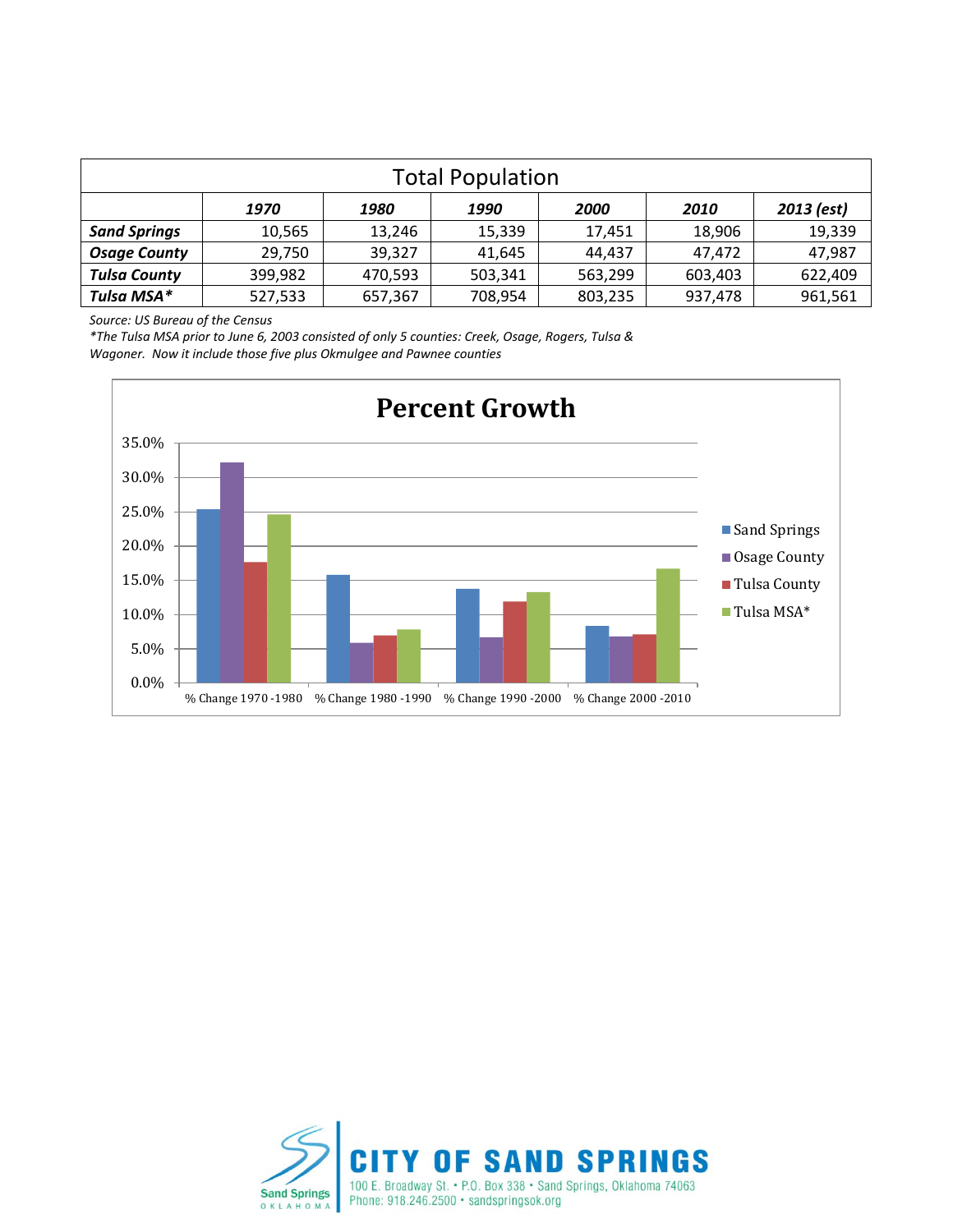## Total Population

| | 1970 | 1980 | 1990 | 2000 | 2010 | 2013 (est) |
|---|---|---|---|---|---|---|
| **Sand Springs** | 10,565 | 13,246 | 15,339 | 17,451 | 18,906 | 19,339 |
| **Osage County** | 29,750 | 39,327 | 41,645 | 44,437 | 47,472 | 47,987 |
| **Tulsa County** | 399,982 | 470,593 | 503,341 | 563,299 | 603,403 | 622,409 |
| **Tulsa MSA*** | 527,533 | 657,367 | 708,954 | 803,235 | 937,478 | 961,561 |

*Source: US Bureau of the Census*

**The Tulsa MSA prior to June 6, 2003 consisted of only 5 counties: Creek, Osage, Rogers, Tulsa & Wagoner. Now it include those five plus Okmulgee and Pawnee counties*

## Percent Growth

| | % Change 1970 -1980 | % Change 1980 -1990 | % Change 1990 -2000 | % Change 2000 -2010 |
|---|---|---|---|---|
| Sand Springs | 25.4% | 15.8% | 13.8% | 8.3% |
| Osage County | 32.2% | 5.9% | 6.7% | 6.8% |
| Tulsa County | 17.7% | 7.0% | 11.9% | 7.1% |
| Tulsa MSA* | 24.6% | 7.8% | 13.3% | 16.7% |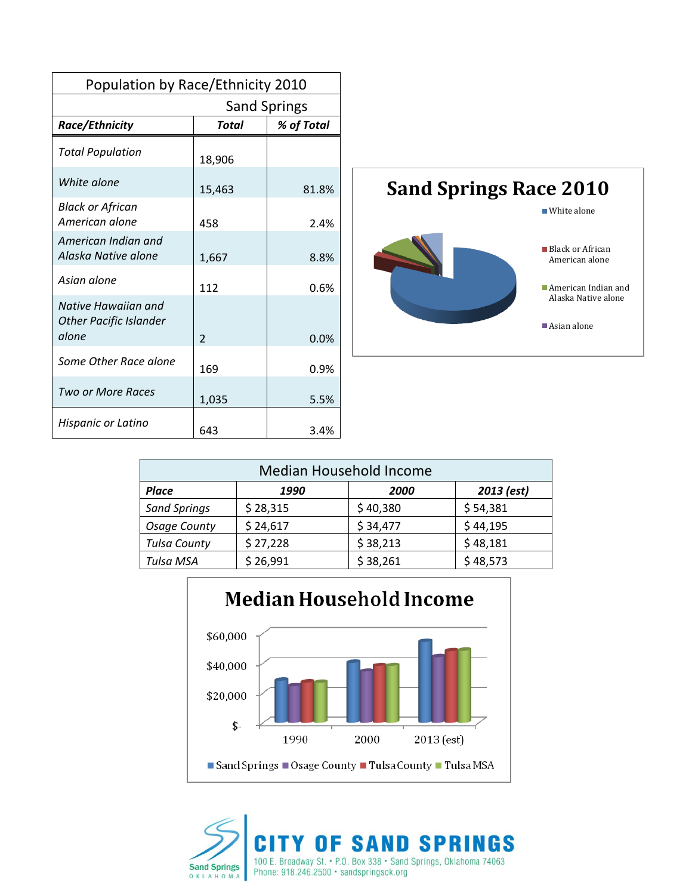| Population by Race/Ethnicity 2010 | | |
|---|---|---|
| | Sand Springs | |
| ***Race/Ethnicity*** | ***Total*** | ***% of Total*** |
| *Total Population* | 18,906 | |
| *White alone* | 15,463 | 81.8% |
| *Black or African American alone* | 458 | 2.4% |
| *American Indian and Alaska Native alone* | 1,667 | 8.8% |
| *Asian alone* | 112 | 0.6% |
| *Native Hawaiian and Other Pacific Islander alone* | 2 | 0.0% |
| *Some Other Race alone* | 169 | 0.9% |
| *Two or More Races* | 1,035 | 5.5% |
| *Hispanic or Latino* | 643 | 3.4% |

**Sand Springs Race 2010**

- White alone
- Black or African American alone
- American Indian and Alaska Native alone
- Asian alone

| Median Household Income | | | |
|---|---|---|---|
| ***Place*** | ***1990*** | ***2000*** | ***2013 (est)*** |
| *Sand Springs* | $ 28,315 | $ 40,380 | $ 54,381 |
| *Osage County* | $ 24,617 | $ 34,477 | $ 44,195 |
| *Tulsa County* | $ 27,228 | $ 38,213 | $ 48,181 |
| *Tulsa MSA* | $ 26,991 | $ 38,261 | $ 48,573 |

**Median Household Income**

$60,000 / $40,000 / $20,000 / $-

1990 / 2000 / 2013 (est)

Sand Springs / Osage County / Tulsa County / Tulsa MSA

**CITY OF SAND SPRINGS**
100 E. Broadway St. • P.O. Box 338 • Sand Springs, Oklahoma 74063
Phone: 918.246.2500 • sandspringsok.org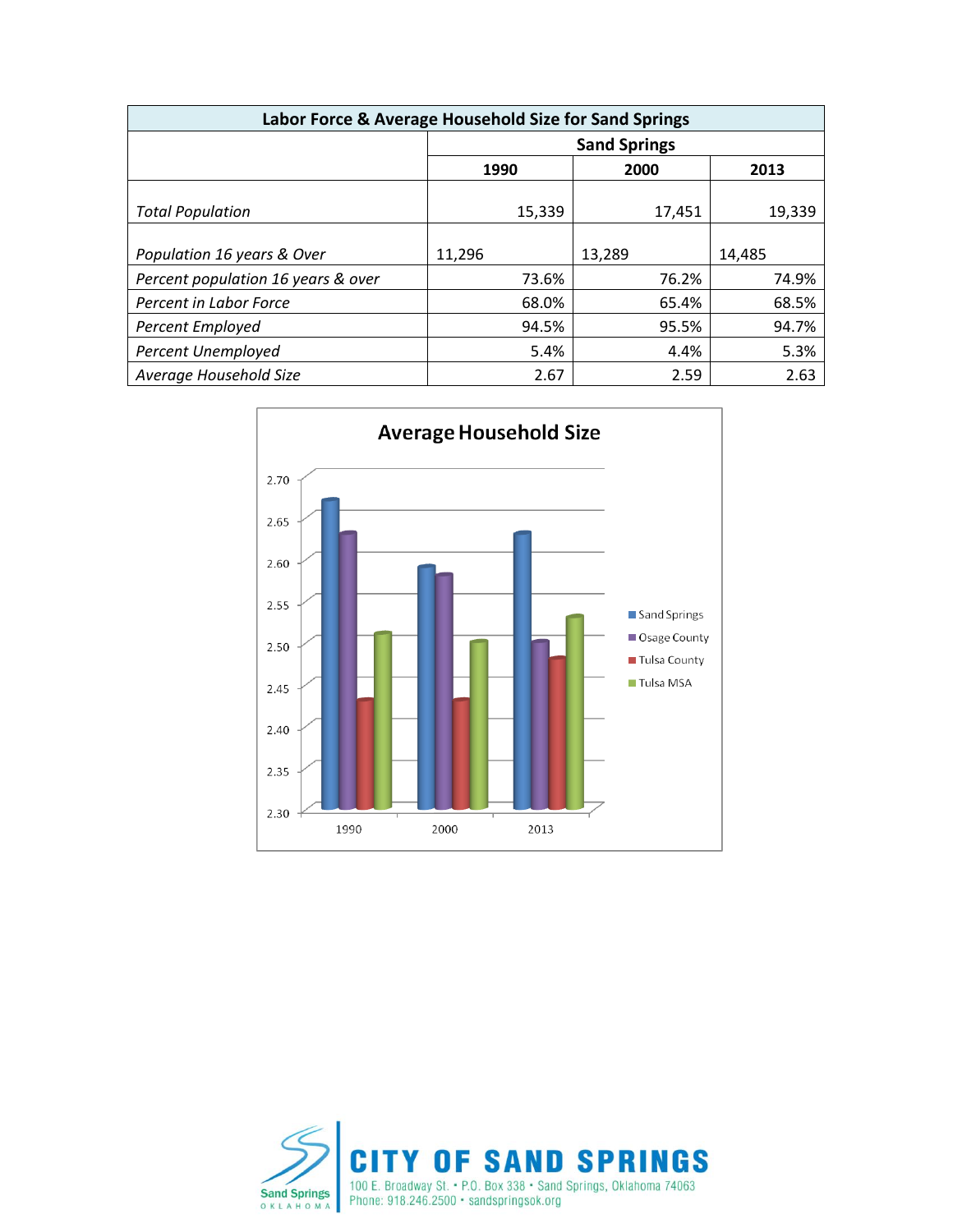| Labor Force & Average Household Size for Sand Springs | | | |
|---|---|---|---|
| | Sand Springs | | |
| | 1990 | 2000 | 2013 |
| *Total Population* | 15,339 | 17,451 | 19,339 |
| *Population 16 years & Over* | 11,296 | 13,289 | 14,485 |
| *Percent population 16 years & over* | 73.6% | 76.2% | 74.9% |
| *Percent in Labor Force* | 68.0% | 65.4% | 68.5% |
| *Percent Employed* | 94.5% | 95.5% | 94.7% |
| *Percent Unemployed* | 5.4% | 4.4% | 5.3% |
| *Average Household Size* | 2.67 | 2.59 | 2.63 |

**Average Household Size**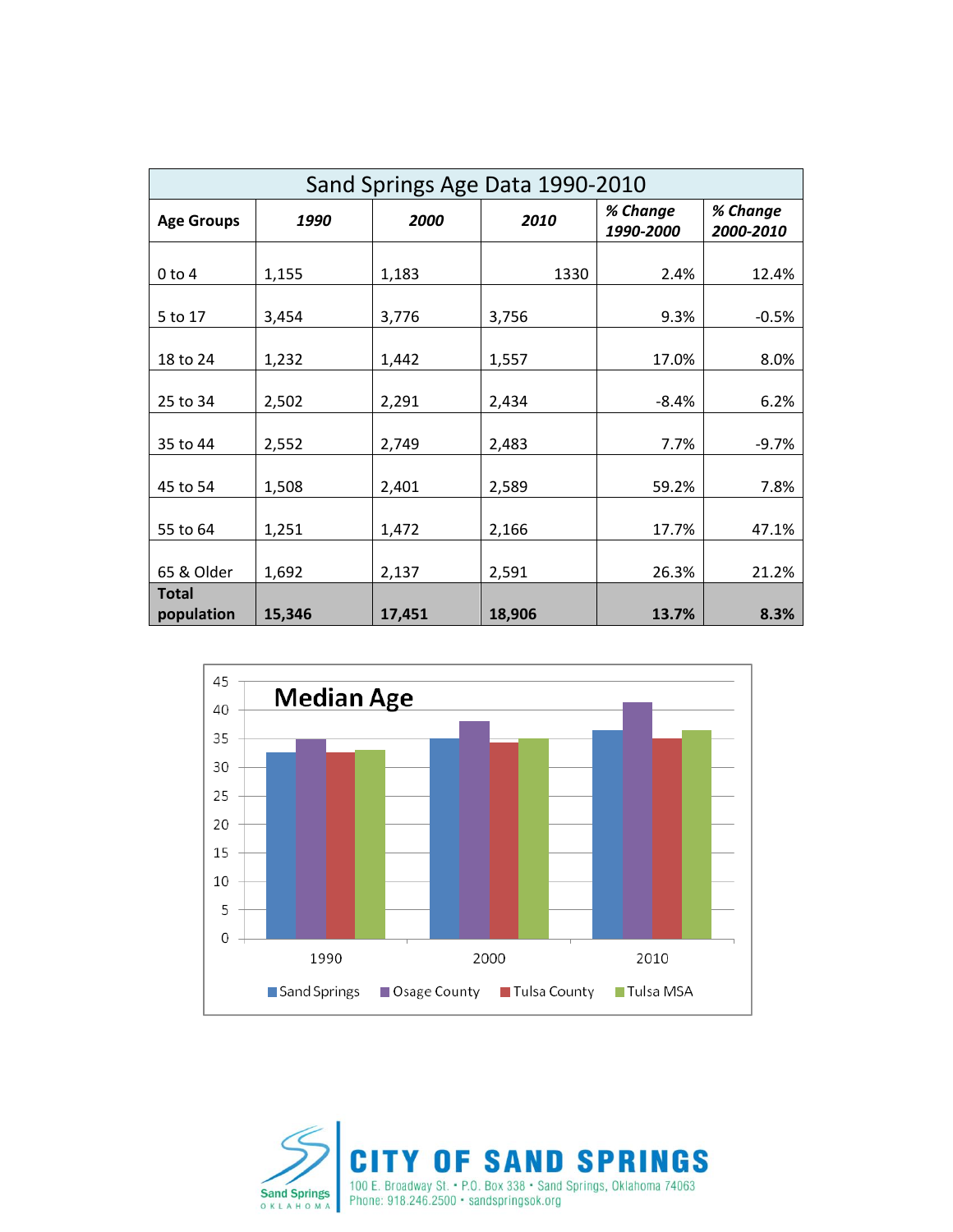| Sand Springs Age Data 1990-2010 | | | | | |
|---|---|---|---|---|---|
| **Age Groups** | ***1990*** | ***2000*** | ***2010*** | ***% Change 1990-2000*** | ***% Change 2000-2010*** |
| 0 to 4 | 1,155 | 1,183 | 1330 | 2.4% | 12.4% |
| 5 to 17 | 3,454 | 3,776 | 3,756 | 9.3% | -0.5% |
| 18 to 24 | 1,232 | 1,442 | 1,557 | 17.0% | 8.0% |
| 25 to 34 | 2,502 | 2,291 | 2,434 | -8.4% | 6.2% |
| 35 to 44 | 2,552 | 2,749 | 2,483 | 7.7% | -9.7% |
| 45 to 54 | 1,508 | 2,401 | 2,589 | 59.2% | 7.8% |
| 55 to 64 | 1,251 | 1,472 | 2,166 | 17.7% | 47.1% |
| 65 & Older | 1,692 | 2,137 | 2,591 | 26.3% | 21.2% |
| **Total population** | **15,346** | **17,451** | **18,906** | **13.7%** | **8.3%** |

## Median Age

Sand Springs, Osage County, Tulsa County, Tulsa MSA (1990, 2000, 2010)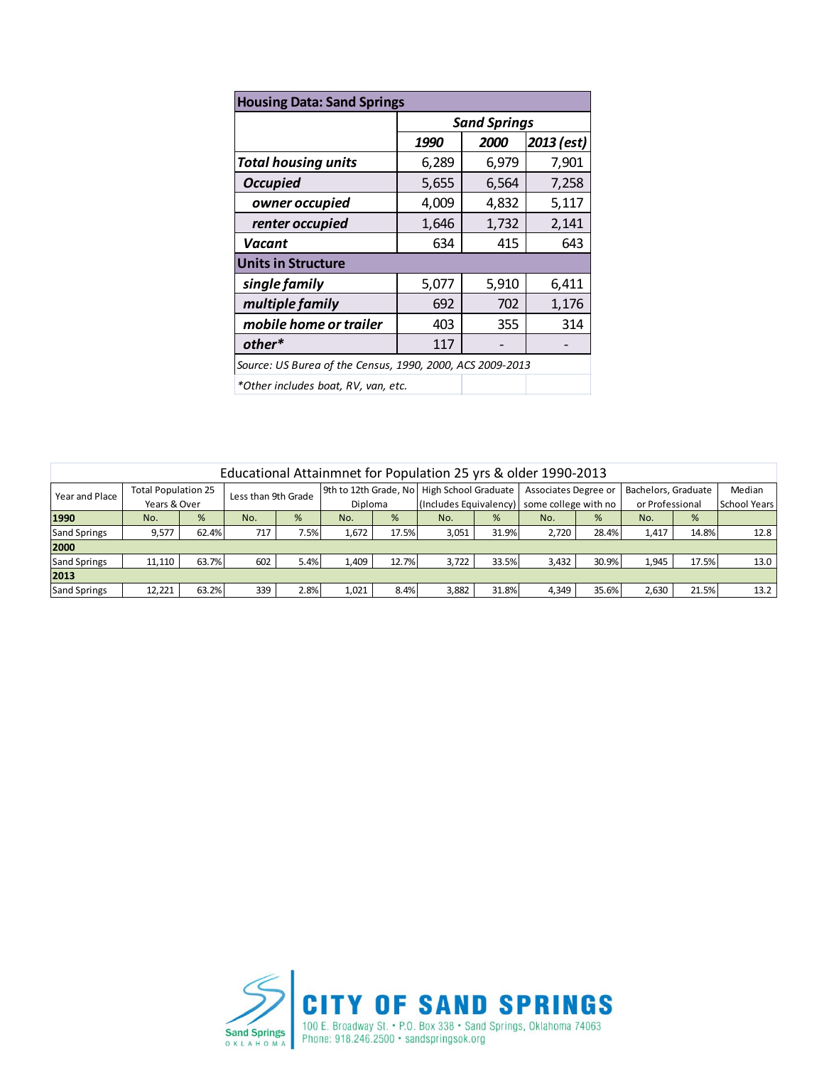| Housing Data: Sand Springs | | | |
|---|---|---|---|
| | *Sand Springs* | | |
| | *1990* | *2000* | *2013 (est)* |
| ***Total housing units*** | 6,289 | 6,979 | 7,901 |
| ***Occupied*** | 5,655 | 6,564 | 7,258 |
| ***owner occupied*** | 4,009 | 4,832 | 5,117 |
| ***renter occupied*** | 1,646 | 1,732 | 2,141 |
| ***Vacant*** | 634 | 415 | 643 |
| **Units in Structure** | | | |
| ***single family*** | 5,077 | 5,910 | 6,411 |
| ***multiple family*** | 692 | 702 | 1,176 |
| ***mobile home or trailer*** | 403 | 355 | 314 |
| ***other**** | 117 | - | - |

*Source: US Burea of the Census, 1990, 2000, ACS 2009-2013*

**Other includes boat, RV, van, etc.*

| Educational Attainmnet for Population 25 yrs & older 1990-2013 | | | | | | | | | | | | | |
|---|---|---|---|---|---|---|---|---|---|---|---|---|---|
| Year and Place | Total Population 25 Years & Over | | Less than 9th Grade | | 9th to 12th Grade, No Diploma | | High School Graduate (Includes Equivalency) | | Associates Degree or some college with no | | Bachelors, Graduate or Professional | | Median School Years |
| **1990** | No. | % | No. | % | No. | % | No. | % | No. | % | No. | % | |
| Sand Springs | 9,577 | 62.4% | 717 | 7.5% | 1,672 | 17.5% | 3,051 | 31.9% | 2,720 | 28.4% | 1,417 | 14.8% | 12.8 |
| **2000** | | | | | | | | | | | | | |
| Sand Springs | 11,110 | 63.7% | 602 | 5.4% | 1,409 | 12.7% | 3,722 | 33.5% | 3,432 | 30.9% | 1,945 | 17.5% | 13.0 |
| **2013** | | | | | | | | | | | | | |
| Sand Springs | 12,221 | 63.2% | 339 | 2.8% | 1,021 | 8.4% | 3,882 | 31.8% | 4,349 | 35.6% | 2,630 | 21.5% | 13.2 |

**CITY OF SAND SPRINGS**
100 E. Broadway St. • P.O. Box 338 • Sand Springs, Oklahoma 74063
Phone: 918.246.2500 • sandspringsok.org